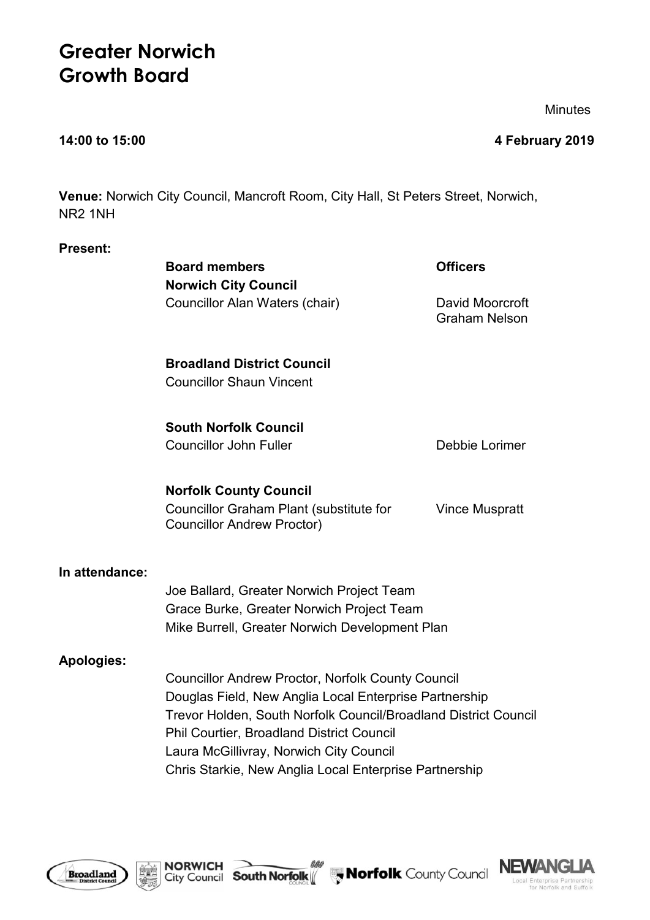# Greater Norwich Growth Board

Minutes

**14:00 to 15:00** **4 February 2019**

**Venue:** Norwich City Council, Mancroft Room, City Hall, St Peters Street, Norwich, NR2 1NH

**Present:**

| **Board members** | **Officers** |
|---|---|
| **Norwich City Council** | |
| Councillor Alan Waters (chair) | David Moorcroft<br>Graham Nelson |
| **Broadland District Council** | |
| Councillor Shaun Vincent | |
| **South Norfolk Council** | |
| Councillor John Fuller | Debbie Lorimer |
| **Norfolk County Council** | |
| Councillor Graham Plant (substitute for Councillor Andrew Proctor) | Vince Muspratt |

**In attendance:**

Joe Ballard, Greater Norwich Project Team
Grace Burke, Greater Norwich Project Team
Mike Burrell, Greater Norwich Development Plan

**Apologies:**

Councillor Andrew Proctor, Norfolk County Council
Douglas Field, New Anglia Local Enterprise Partnership
Trevor Holden, South Norfolk Council/Broadland District Council
Phil Courtier, Broadland District Council
Laura McGillivray, Norwich City Council
Chris Starkie, New Anglia Local Enterprise Partnership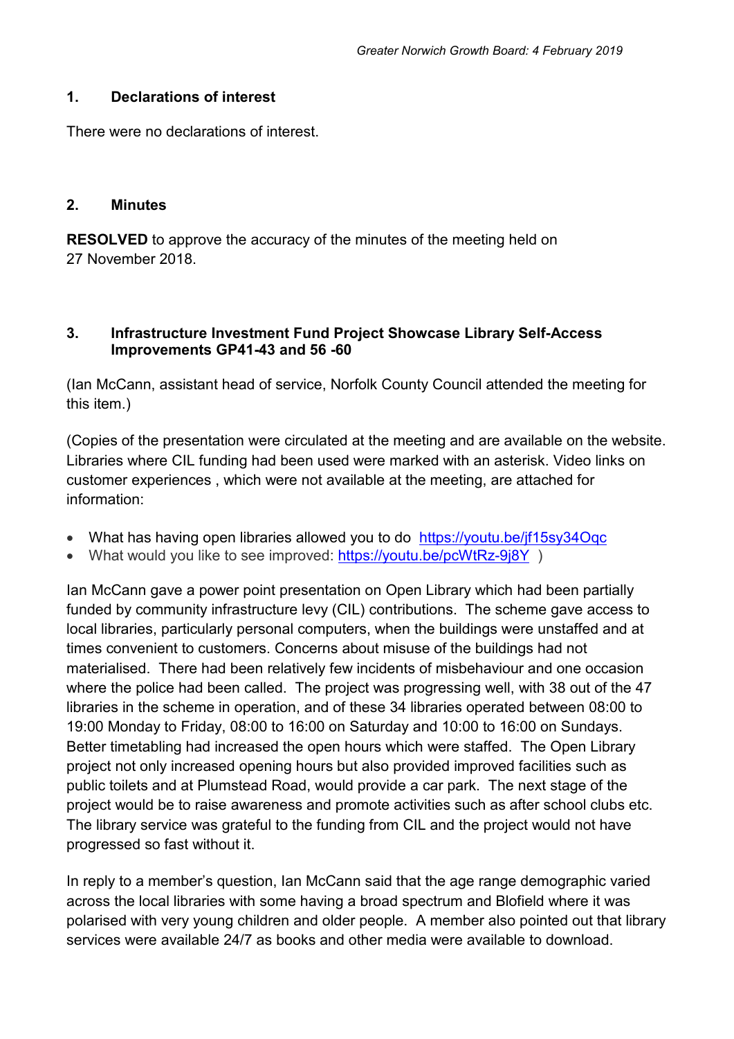## 1. Declarations of interest

There were no declarations of interest.

## 2. Minutes

**RESOLVED** to approve the accuracy of the minutes of the meeting held on 27 November 2018.

## 3. Infrastructure Investment Fund Project Showcase Library Self-Access Improvements GP41-43 and 56 -60

(Ian McCann, assistant head of service, Norfolk County Council attended the meeting for this item.)

(Copies of the presentation were circulated at the meeting and are available on the website. Libraries where CIL funding had been used were marked with an asterisk. Video links on customer experiences , which were not available at the meeting, are attached for information:

- What has having open libraries allowed you to do  https://youtu.be/jf15sy34Oqc
- What would you like to see improved: https://youtu.be/pcWtRz-9j8Y )

Ian McCann gave a power point presentation on Open Library which had been partially funded by community infrastructure levy (CIL) contributions. The scheme gave access to local libraries, particularly personal computers, when the buildings were unstaffed and at times convenient to customers. Concerns about misuse of the buildings had not materialised. There had been relatively few incidents of misbehaviour and one occasion where the police had been called. The project was progressing well, with 38 out of the 47 libraries in the scheme in operation, and of these 34 libraries operated between 08:00 to 19:00 Monday to Friday, 08:00 to 16:00 on Saturday and 10:00 to 16:00 on Sundays. Better timetabling had increased the open hours which were staffed. The Open Library project not only increased opening hours but also provided improved facilities such as public toilets and at Plumstead Road, would provide a car park. The next stage of the project would be to raise awareness and promote activities such as after school clubs etc. The library service was grateful to the funding from CIL and the project would not have progressed so fast without it.

In reply to a member's question, Ian McCann said that the age range demographic varied across the local libraries with some having a broad spectrum and Blofield where it was polarised with very young children and older people. A member also pointed out that library services were available 24/7 as books and other media were available to download.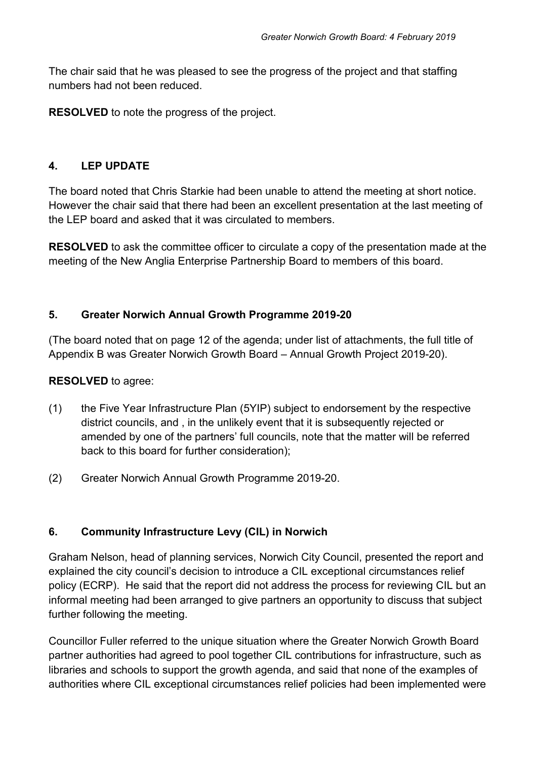The chair said that he was pleased to see the progress of the project and that staffing numbers had not been reduced.

**RESOLVED** to note the progress of the project.

## 4. LEP UPDATE

The board noted that Chris Starkie had been unable to attend the meeting at short notice. However the chair said that there had been an excellent presentation at the last meeting of the LEP board and asked that it was circulated to members.

**RESOLVED** to ask the committee officer to circulate a copy of the presentation made at the meeting of the New Anglia Enterprise Partnership Board to members of this board.

## 5. Greater Norwich Annual Growth Programme 2019-20

(The board noted that on page 12 of the agenda; under list of attachments, the full title of Appendix B was Greater Norwich Growth Board – Annual Growth Project 2019-20).

**RESOLVED** to agree:

(1) the Five Year Infrastructure Plan (5YIP) subject to endorsement by the respective district councils, and , in the unlikely event that it is subsequently rejected or amended by one of the partners' full councils, note that the matter will be referred back to this board for further consideration);

(2) Greater Norwich Annual Growth Programme 2019-20.

## 6. Community Infrastructure Levy (CIL) in Norwich

Graham Nelson, head of planning services, Norwich City Council, presented the report and explained the city council's decision to introduce a CIL exceptional circumstances relief policy (ECRP). He said that the report did not address the process for reviewing CIL but an informal meeting had been arranged to give partners an opportunity to discuss that subject further following the meeting.

Councillor Fuller referred to the unique situation where the Greater Norwich Growth Board partner authorities had agreed to pool together CIL contributions for infrastructure, such as libraries and schools to support the growth agenda, and said that none of the examples of authorities where CIL exceptional circumstances relief policies had been implemented were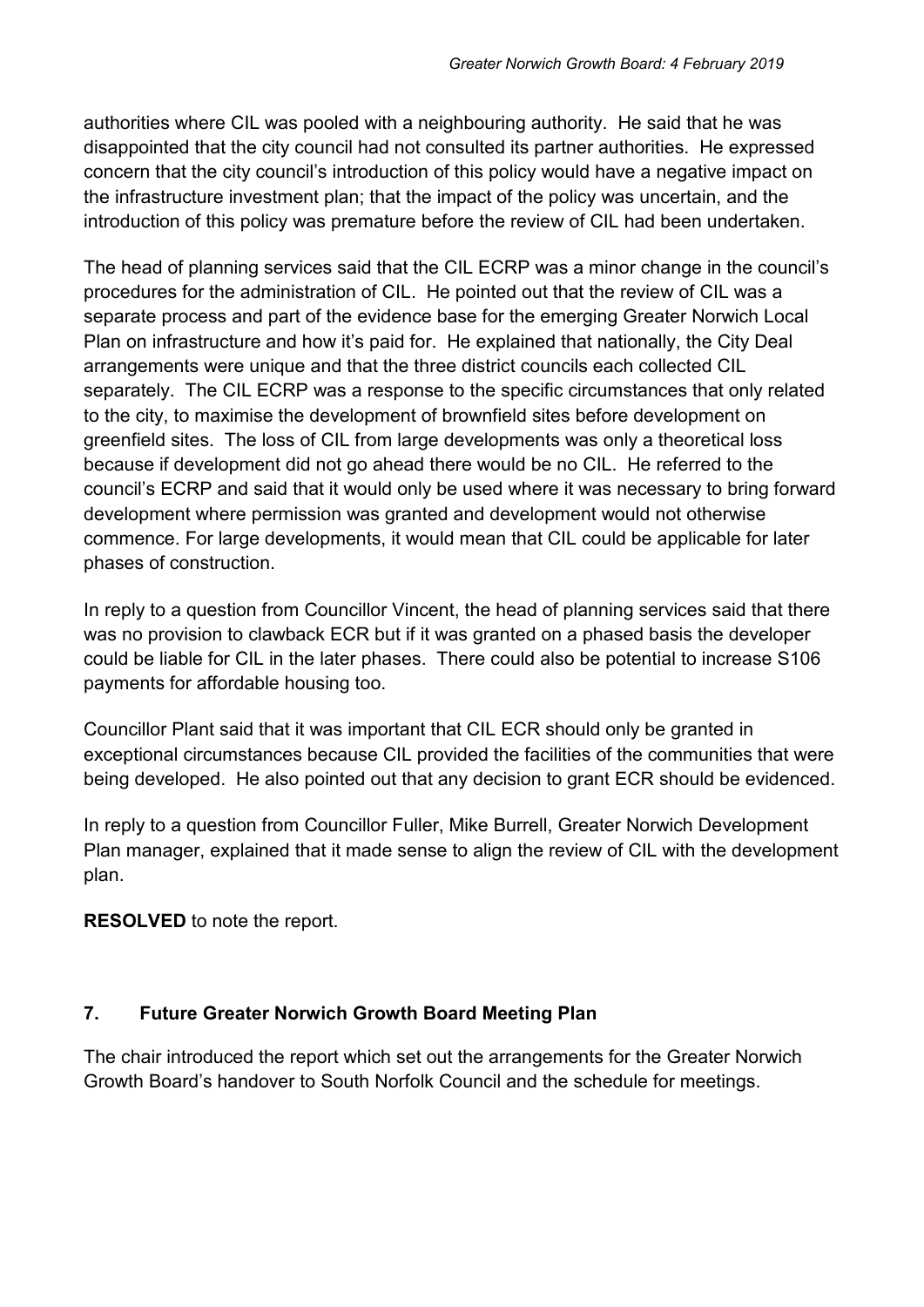authorities where CIL was pooled with a neighbouring authority. He said that he was disappointed that the city council had not consulted its partner authorities. He expressed concern that the city council's introduction of this policy would have a negative impact on the infrastructure investment plan; that the impact of the policy was uncertain, and the introduction of this policy was premature before the review of CIL had been undertaken.

The head of planning services said that the CIL ECRP was a minor change in the council's procedures for the administration of CIL. He pointed out that the review of CIL was a separate process and part of the evidence base for the emerging Greater Norwich Local Plan on infrastructure and how it's paid for. He explained that nationally, the City Deal arrangements were unique and that the three district councils each collected CIL separately. The CIL ECRP was a response to the specific circumstances that only related to the city, to maximise the development of brownfield sites before development on greenfield sites. The loss of CIL from large developments was only a theoretical loss because if development did not go ahead there would be no CIL. He referred to the council's ECRP and said that it would only be used where it was necessary to bring forward development where permission was granted and development would not otherwise commence. For large developments, it would mean that CIL could be applicable for later phases of construction.

In reply to a question from Councillor Vincent, the head of planning services said that there was no provision to clawback ECR but if it was granted on a phased basis the developer could be liable for CIL in the later phases. There could also be potential to increase S106 payments for affordable housing too.

Councillor Plant said that it was important that CIL ECR should only be granted in exceptional circumstances because CIL provided the facilities of the communities that were being developed. He also pointed out that any decision to grant ECR should be evidenced.

In reply to a question from Councillor Fuller, Mike Burrell, Greater Norwich Development Plan manager, explained that it made sense to align the review of CIL with the development plan.

**RESOLVED** to note the report.

## 7. Future Greater Norwich Growth Board Meeting Plan

The chair introduced the report which set out the arrangements for the Greater Norwich Growth Board's handover to South Norfolk Council and the schedule for meetings.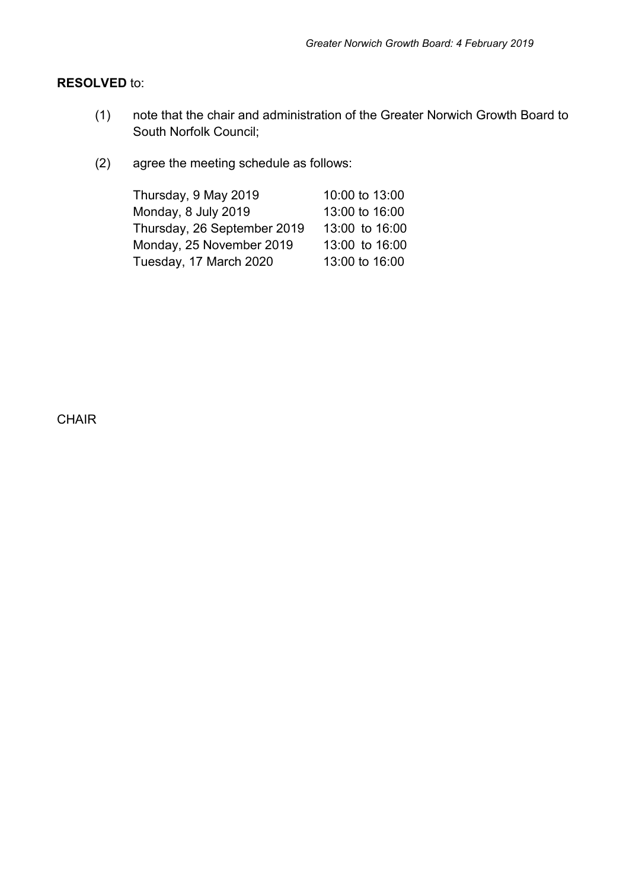**RESOLVED** to:

(1) note that the chair and administration of the Greater Norwich Growth Board to South Norfolk Council;

(2) agree the meeting schedule as follows:

| | |
|---|---|
| Thursday, 9 May 2019 | 10:00 to 13:00 |
| Monday, 8 July 2019 | 13:00 to 16:00 |
| Thursday, 26 September 2019 | 13:00 to 16:00 |
| Monday, 25 November 2019 | 13:00 to 16:00 |
| Tuesday, 17 March 2020 | 13:00 to 16:00 |

CHAIR